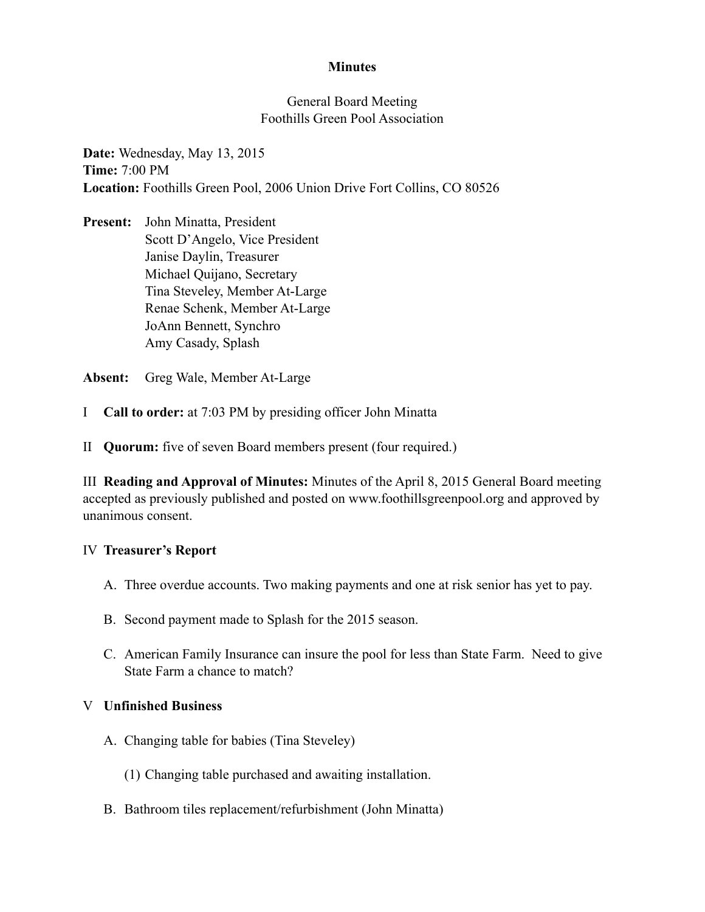**Minutes**

General Board Meeting
Foothills Green Pool Association

**Date:** Wednesday, May 13, 2015
**Time:** 7:00 PM
**Location:** Foothills Green Pool, 2006 Union Drive Fort Collins, CO 80526

**Present:** John Minatta, President
Scott D'Angelo, Vice President
Janise Daylin, Treasurer
Michael Quijano, Secretary
Tina Steveley, Member At-Large
Renae Schenk, Member At-Large
JoAnn Bennett, Synchro
Amy Casady, Splash

**Absent:** Greg Wale, Member At-Large

I **Call to order:** at 7:03 PM by presiding officer John Minatta

II **Quorum:** five of seven Board members present (four required.)

III **Reading and Approval of Minutes:** Minutes of the April 8, 2015 General Board meeting accepted as previously published and posted on www.foothillsgreenpool.org and approved by unanimous consent.

IV **Treasurer's Report**

A. Three overdue accounts. Two making payments and one at risk senior has yet to pay.

B. Second payment made to Splash for the 2015 season.

C. American Family Insurance can insure the pool for less than State Farm. Need to give State Farm a chance to match?

V **Unfinished Business**

A. Changing table for babies (Tina Steveley)

(1) Changing table purchased and awaiting installation.

B. Bathroom tiles replacement/refurbishment (John Minatta)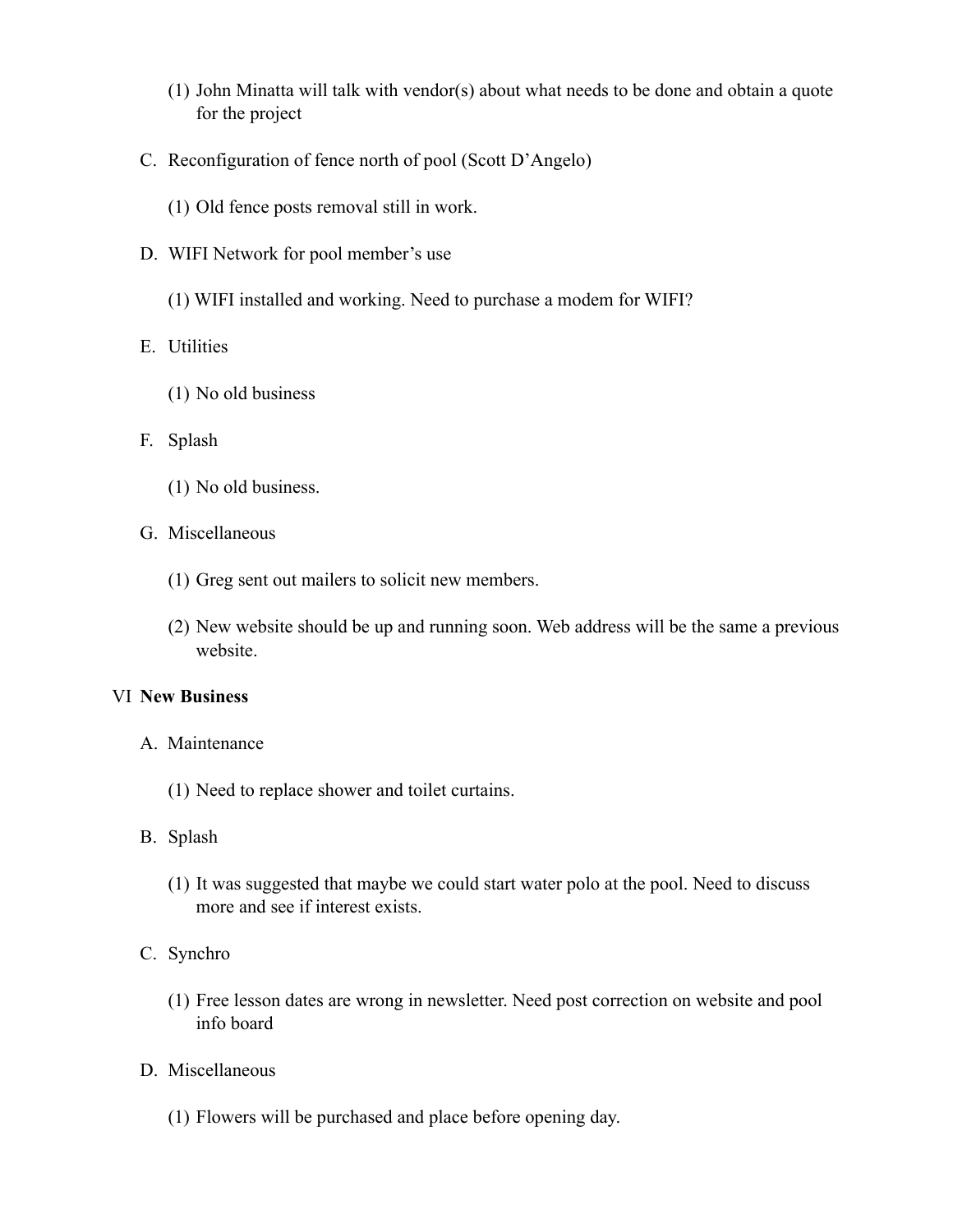(1) John Minatta will talk with vendor(s) about what needs to be done and obtain a quote for the project

C. Reconfiguration of fence north of pool (Scott D'Angelo)

(1) Old fence posts removal still in work.

D. WIFI Network for pool member's use

(1) WIFI installed and working. Need to purchase a modem for WIFI?

E. Utilities

(1) No old business

F. Splash

(1) No old business.

G. Miscellaneous

(1) Greg sent out mailers to solicit new members.

(2) New website should be up and running soon. Web address will be the same a previous website.

VI **New Business**

A. Maintenance

(1) Need to replace shower and toilet curtains.

B. Splash

(1) It was suggested that maybe we could start water polo at the pool. Need to discuss more and see if interest exists.

C. Synchro

(1) Free lesson dates are wrong in newsletter. Need post correction on website and pool info board

D. Miscellaneous

(1) Flowers will be purchased and place before opening day.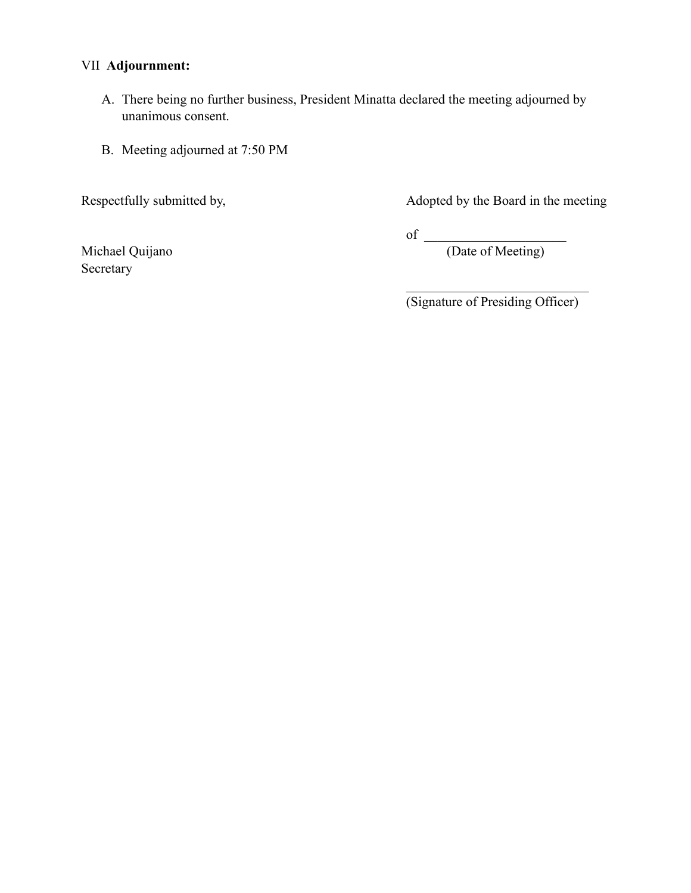VII **Adjournment:**

A. There being no further business, President Minatta declared the meeting adjourned by unanimous consent.

B. Meeting adjourned at 7:50 PM

Respectfully submitted by,

Michael Quijano
Secretary

Adopted by the Board in the meeting

of ____________________
(Date of Meeting)

__________________________
(Signature of Presiding Officer)